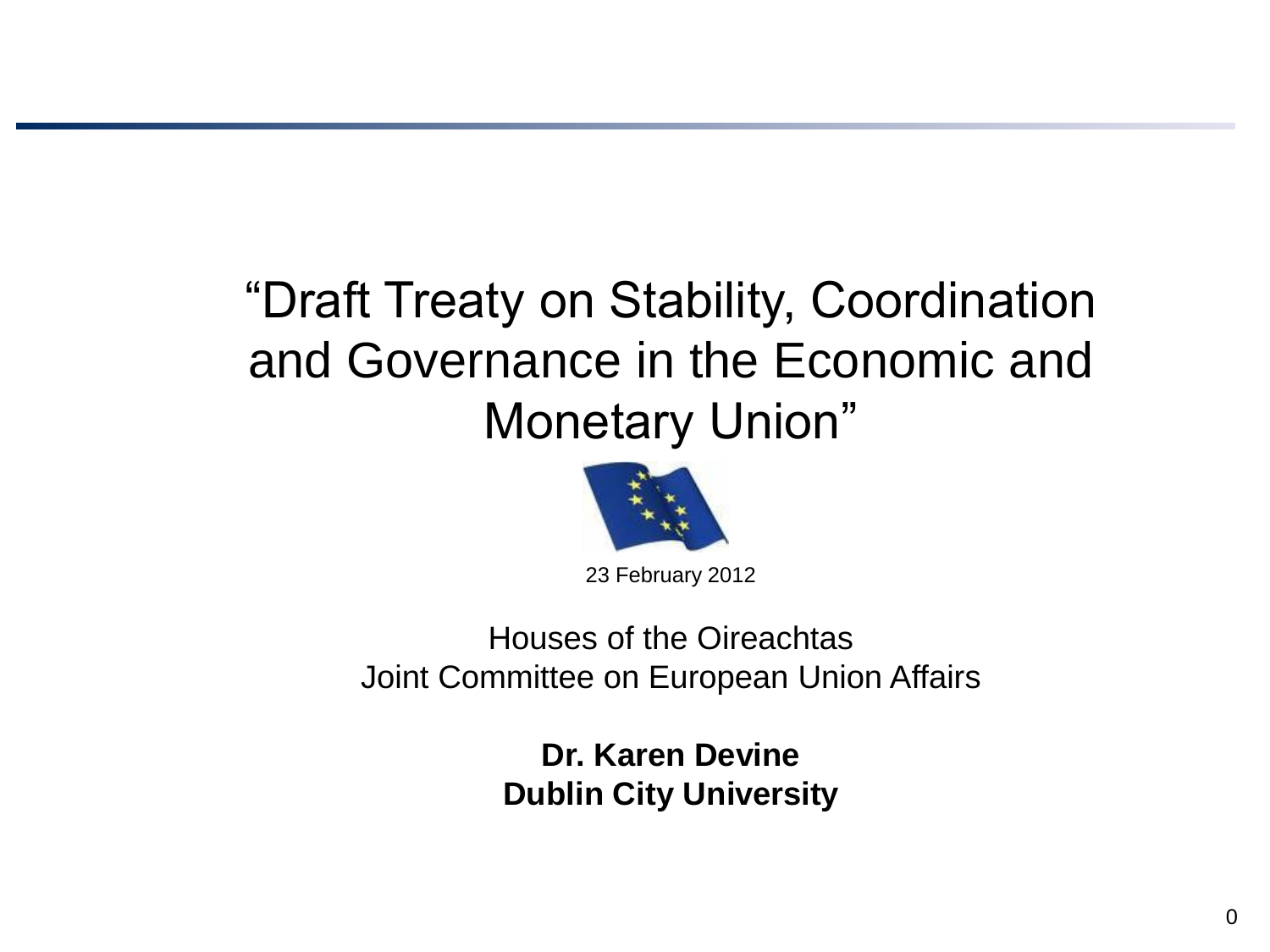# “Draft Treaty on Stability, Coordination and Governance in the Economic and Monetary Union”

23 February 2012

Houses of the Oireachtas
Joint Committee on European Union Affairs

**Dr. Karen Devine**
**Dublin City University**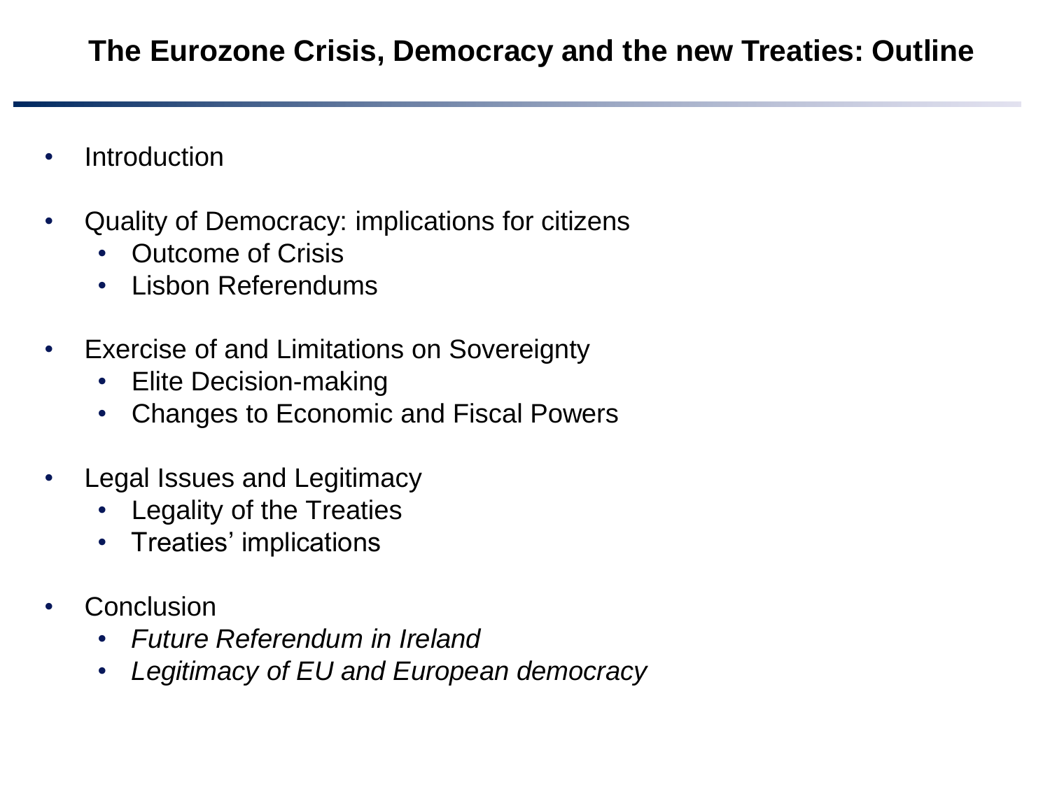## The Eurozone Crisis, Democracy and the new Treaties: Outline

- Introduction
- Quality of Democracy: implications for citizens
  - Outcome of Crisis
  - Lisbon Referendums
- Exercise of and Limitations on Sovereignty
  - Elite Decision-making
  - Changes to Economic and Fiscal Powers
- Legal Issues and Legitimacy
  - Legality of the Treaties
  - Treaties' implications
- Conclusion
  - *Future Referendum in Ireland*
  - *Legitimacy of EU and European democracy*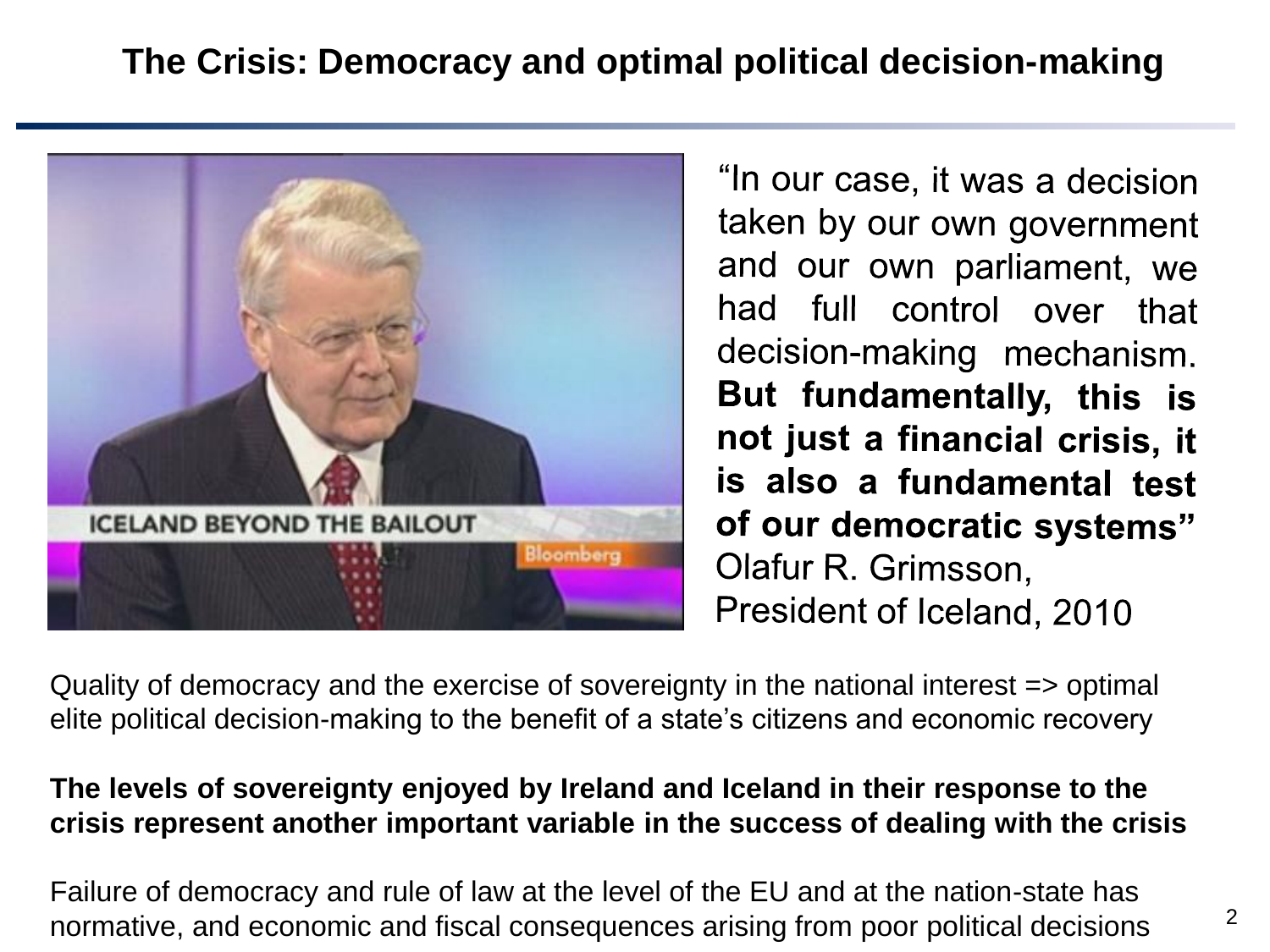# The Crisis: Democracy and optimal political decision-making

"In our case, it was a decision taken by our own government and our own parliament, we had full control over that decision-making mechanism. **But fundamentally, this is not just a financial crisis, it is also a fundamental test of our democratic systems"**
Olafur R. Grimsson,
President of Iceland, 2010

Quality of democracy and the exercise of sovereignty in the national interest => optimal elite political decision-making to the benefit of a state's citizens and economic recovery

**The levels of sovereignty enjoyed by Ireland and Iceland in their response to the crisis represent another important variable in the success of dealing with the crisis**

Failure of democracy and rule of law at the level of the EU and at the nation-state has normative, and economic and fiscal consequences arising from poor political decisions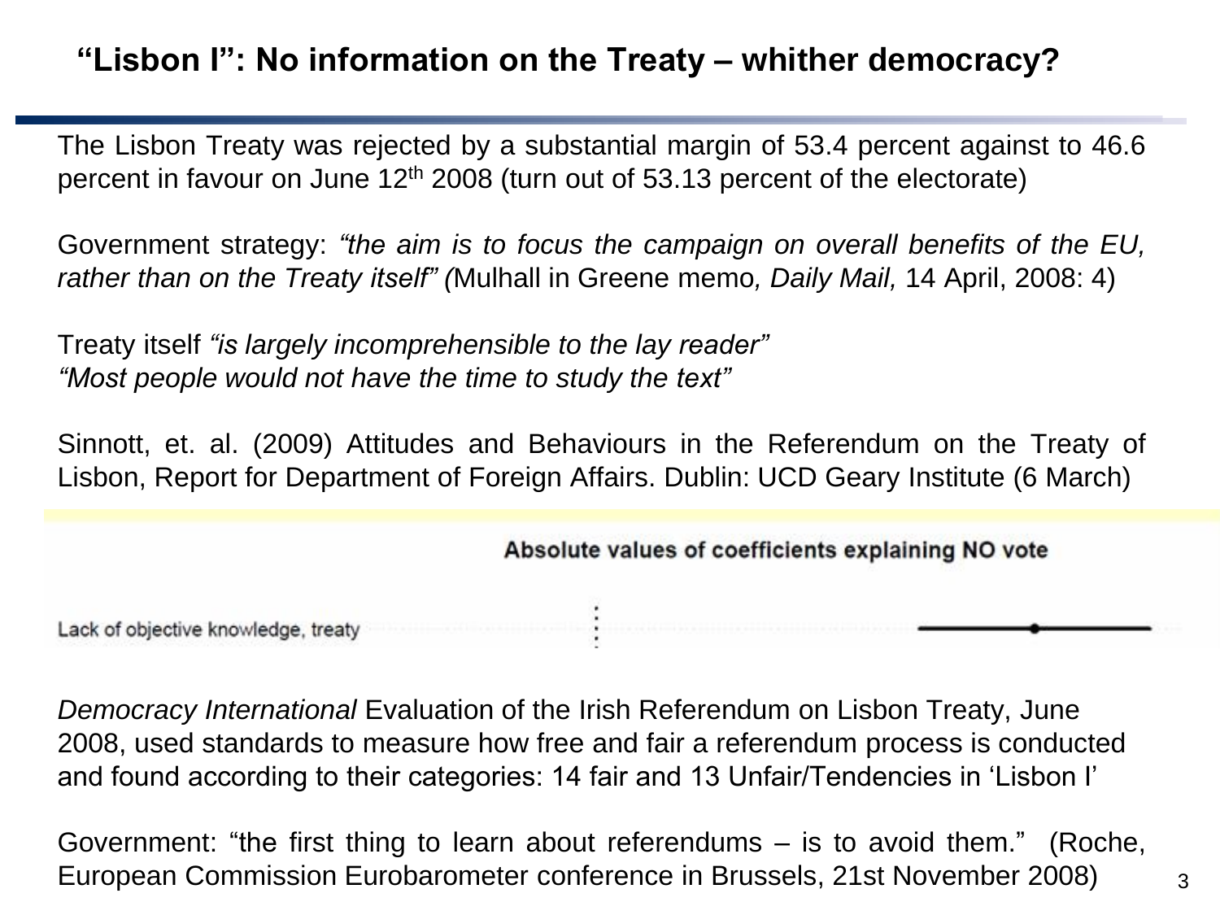## "Lisbon I": No information on the Treaty – whither democracy?

The Lisbon Treaty was rejected by a substantial margin of 53.4 percent against to 46.6 percent in favour on June 12th 2008 (turn out of 53.13 percent of the electorate)

Government strategy: *"the aim is to focus the campaign on overall benefits of the EU, rather than on the Treaty itself"* (Mulhall in Greene memo*, Daily Mail,* 14 April, 2008: 4)

Treaty itself *"is largely incomprehensible to the lay reader"*
*"Most people would not have the time to study the text"*

Sinnott, et. al. (2009) Attitudes and Behaviours in the Referendum on the Treaty of Lisbon, Report for Department of Foreign Affairs. Dublin: UCD Geary Institute (6 March)

**Absolute values of coefficients explaining NO vote**

Lack of objective knowledge, treaty

*Democracy International* Evaluation of the Irish Referendum on Lisbon Treaty, June 2008, used standards to measure how free and fair a referendum process is conducted and found according to their categories: 14 fair and 13 Unfair/Tendencies in 'Lisbon I'

Government: "the first thing to learn about referendums – is to avoid them." (Roche, European Commission Eurobarometer conference in Brussels, 21st November 2008)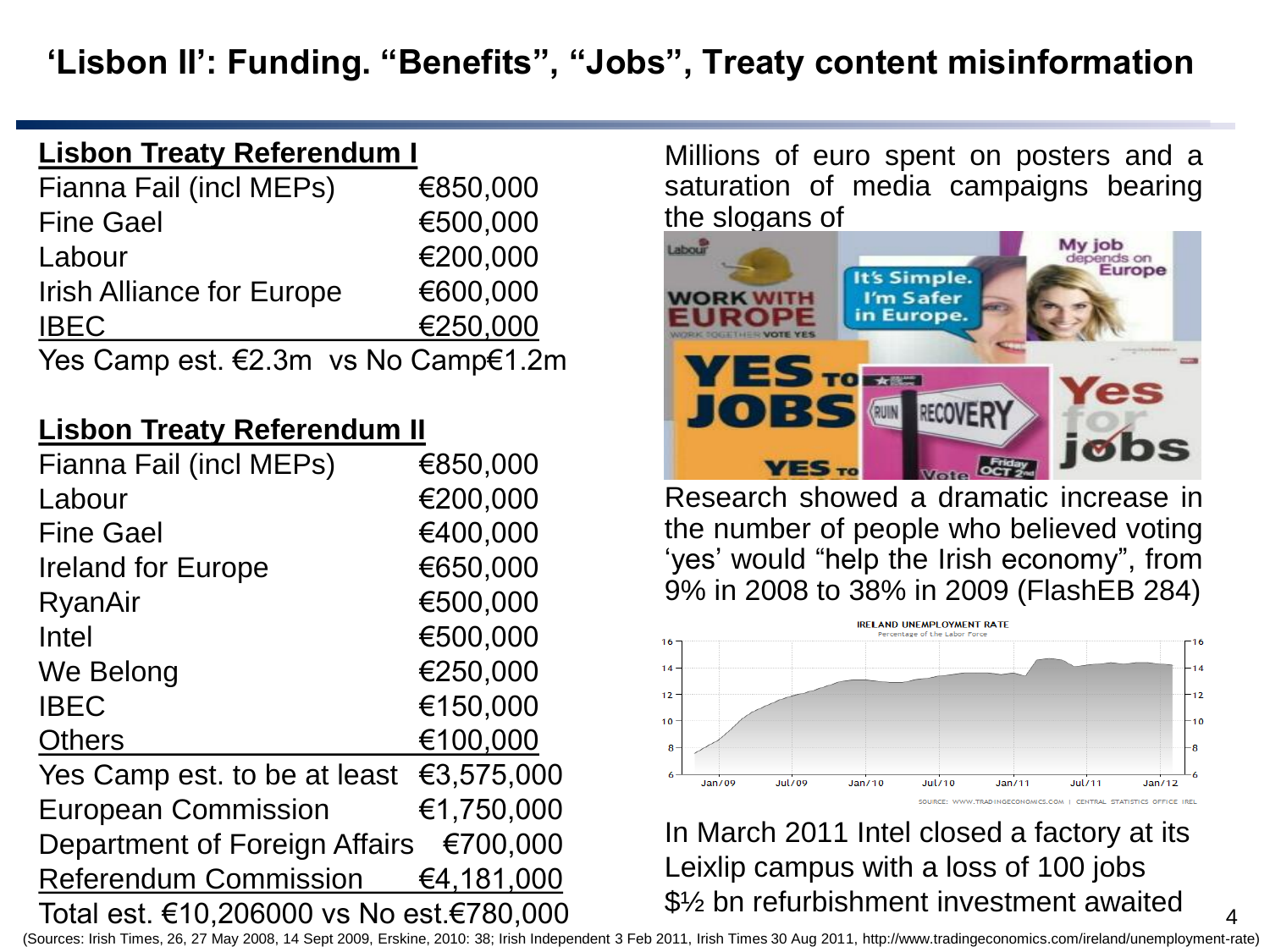# 'Lisbon II': Funding. "Benefits", "Jobs", Treaty content misinformation

## Lisbon Treaty Referendum I

| | |
|---|---|
| Fianna Fail (incl MEPs) | €850,000 |
| Fine Gael | €500,000 |
| Labour | €200,000 |
| Irish Alliance for Europe | €600,000 |
| IBEC | €250,000 |

Yes Camp est. €2.3m vs No Camp€1.2m

## Lisbon Treaty Referendum II

| | |
|---|---|
| Fianna Fail (incl MEPs) | €850,000 |
| Labour | €200,000 |
| Fine Gael | €400,000 |
| Ireland for Europe | €650,000 |
| RyanAir | €500,000 |
| Intel | €500,000 |
| We Belong | €250,000 |
| IBEC | €150,000 |
| Others | €100,000 |
| Yes Camp est. to be at least | €3,575,000 |
| European Commission | €1,750,000 |
| Department of Foreign Affairs | €700,000 |
| Referendum Commission | €4,181,000 |

Total est. €10,206000 vs No est.€780,000

Millions of euro spent on posters and a saturation of media campaigns bearing the slogans of

Research showed a dramatic increase in the number of people who believed voting 'yes' would "help the Irish economy", from 9% in 2008 to 38% in 2009 (FlashEB 284)

In March 2011 Intel closed a factory at its Leixlip campus with a loss of 100 jobs $½ bn refurbishment investment awaited

(Sources: Irish Times, 26, 27 May 2008, 14 Sept 2009, Erskine, 2010: 38; Irish Independent 3 Feb 2011, Irish Times 30 Aug 2011, http://www.tradingeconomics.com/ireland/unemployment-rate)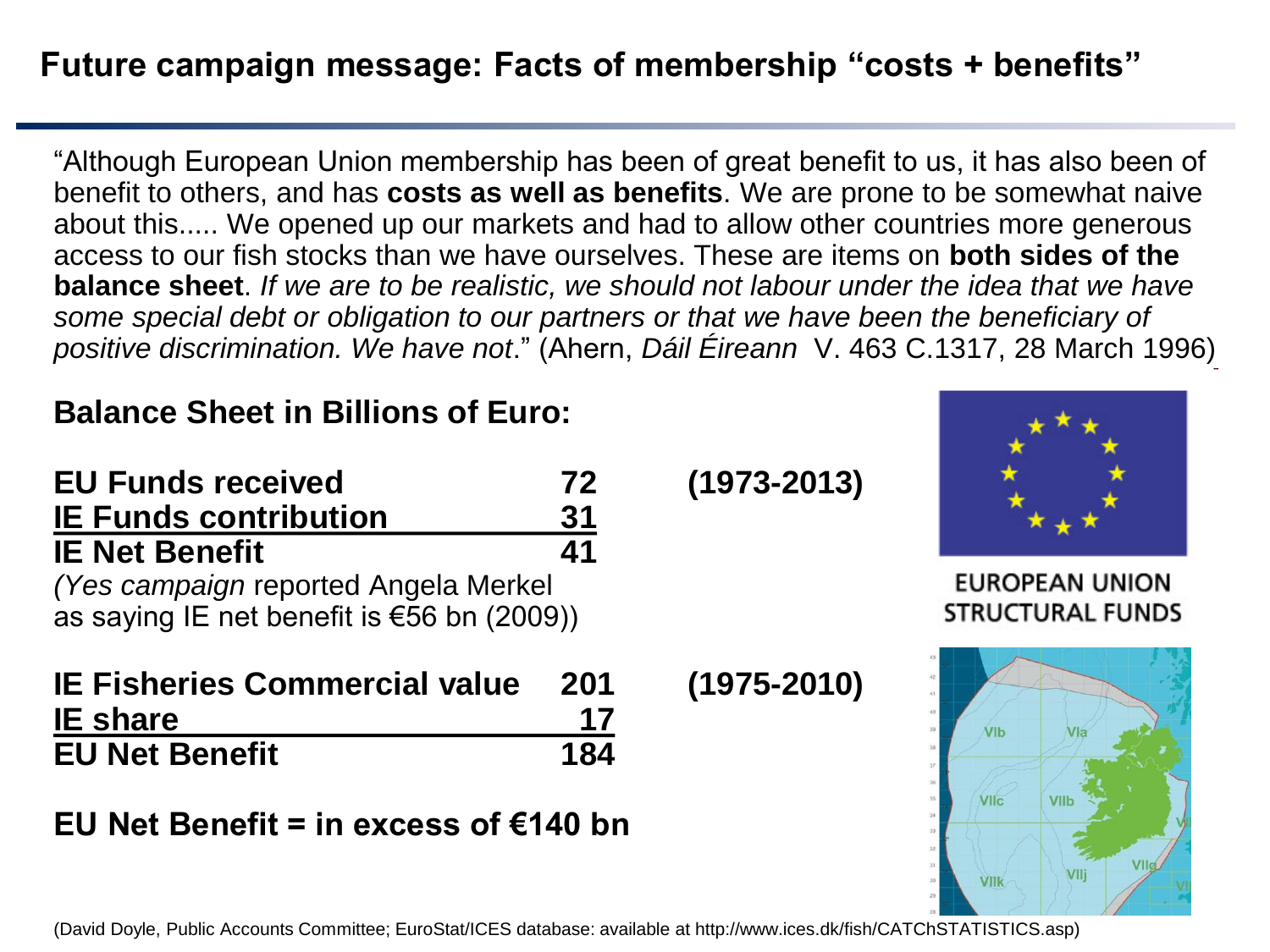## Future campaign message: Facts of membership "costs + benefits"

"Although European Union membership has been of great benefit to us, it has also been of benefit to others, and has **costs as well as benefits**. We are prone to be somewhat naive about this..... We opened up our markets and had to allow other countries more generous access to our fish stocks than we have ourselves. These are items on **both sides of the balance sheet**. *If we are to be realistic, we should not labour under the idea that we have some special debt or obligation to our partners or that we have been the beneficiary of positive discrimination. We have not*." (Ahern, *Dáil Éireann* V. 463 C.1317, 28 March 1996)

**Balance Sheet in Billions of Euro:**

| | | |
|---|---|---|
| **EU Funds received** | **72** | **(1973-2013)** |
| **IE Funds contribution** | **31** | |
| **IE Net Benefit** | **41** | |

*(Yes campaign* reported Angela Merkel as saying IE net benefit is €56 bn (2009))

EUROPEAN UNION STRUCTURAL FUNDS

| | | |
|---|---|---|
| **IE Fisheries Commercial value** | **201** | **(1975-2010)** |
| **IE share** | **17** | |
| **EU Net Benefit** | **184** | |

**EU Net Benefit = in excess of €140 bn**

(David Doyle, Public Accounts Committee; EuroStat/ICES database: available at http://www.ices.dk/fish/CATChSTATISTICS.asp)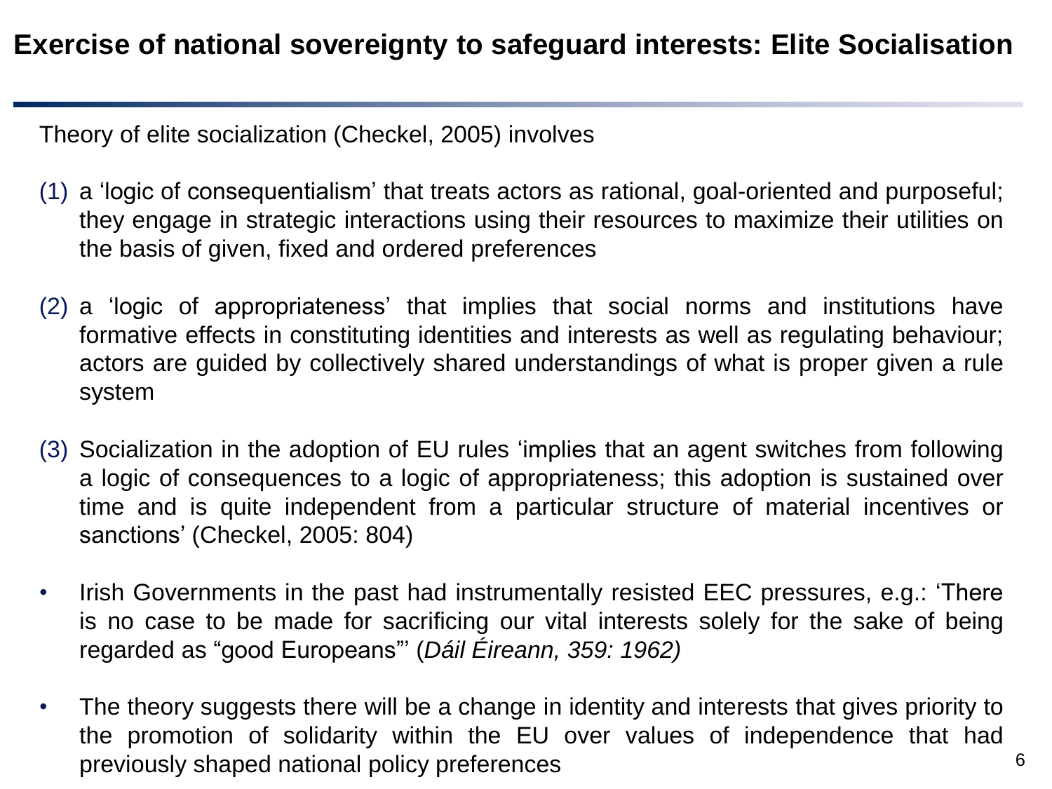# Exercise of national sovereignty to safeguard interests: Elite Socialisation

Theory of elite socialization (Checkel, 2005) involves

(1) a 'logic of consequentialism' that treats actors as rational, goal-oriented and purposeful; they engage in strategic interactions using their resources to maximize their utilities on the basis of given, fixed and ordered preferences

(2) a 'logic of appropriateness' that implies that social norms and institutions have formative effects in constituting identities and interests as well as regulating behaviour; actors are guided by collectively shared understandings of what is proper given a rule system

(3) Socialization in the adoption of EU rules 'implies that an agent switches from following a logic of consequences to a logic of appropriateness; this adoption is sustained over time and is quite independent from a particular structure of material incentives or sanctions' (Checkel, 2005: 804)

- Irish Governments in the past had instrumentally resisted EEC pressures, e.g.: 'There is no case to be made for sacrificing our vital interests solely for the sake of being regarded as "good Europeans"' (*Dáil Éireann, 359: 1962)*
- The theory suggests there will be a change in identity and interests that gives priority to the promotion of solidarity within the EU over values of independence that had previously shaped national policy preferences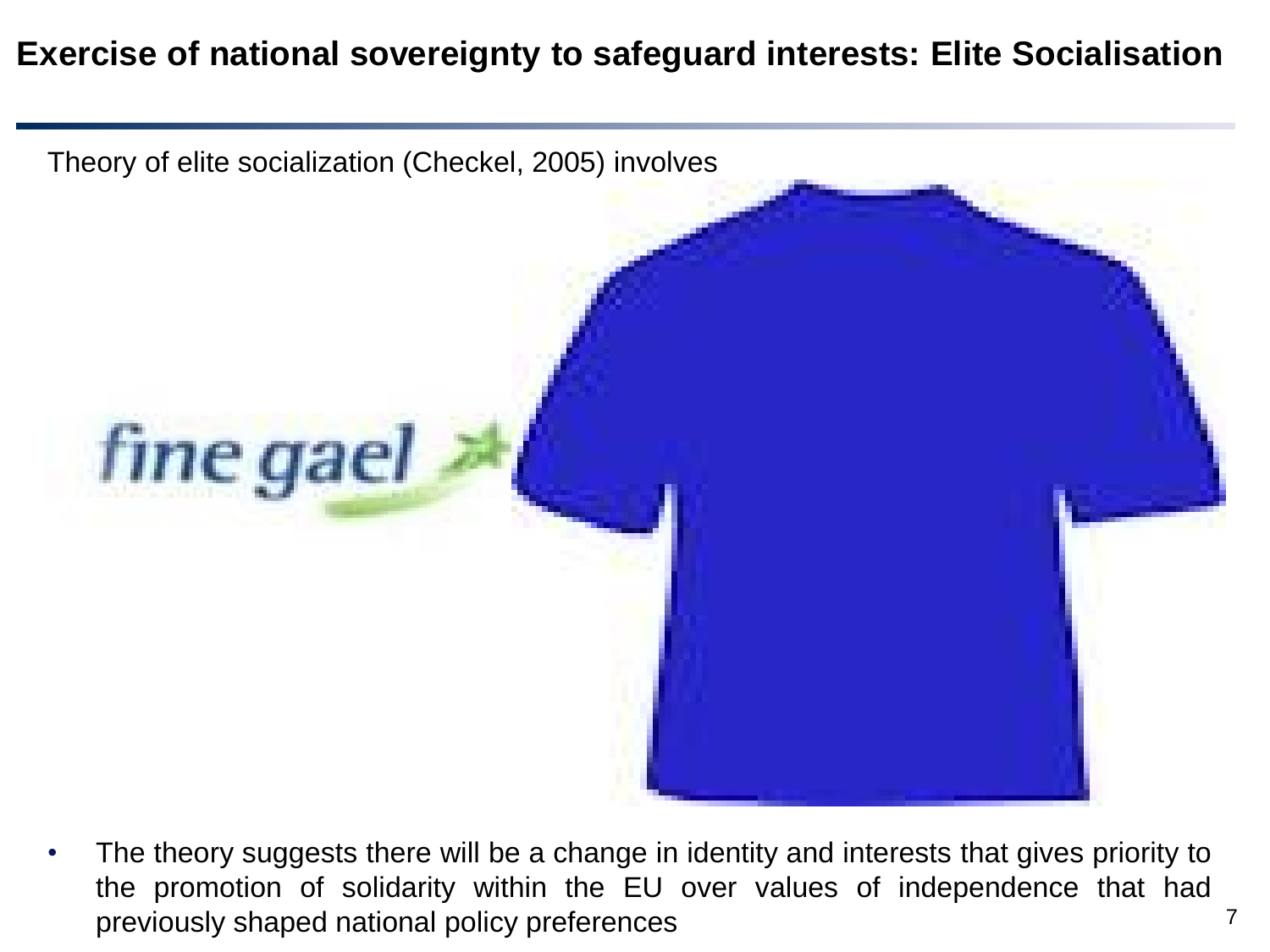# Exercise of national sovereignty to safeguard interests: Elite Socialisation

Theory of elite socialization (Checkel, 2005) involves

fine gael

- The theory suggests there will be a change in identity and interests that gives priority to the promotion of solidarity within the EU over values of independence that had previously shaped national policy preferences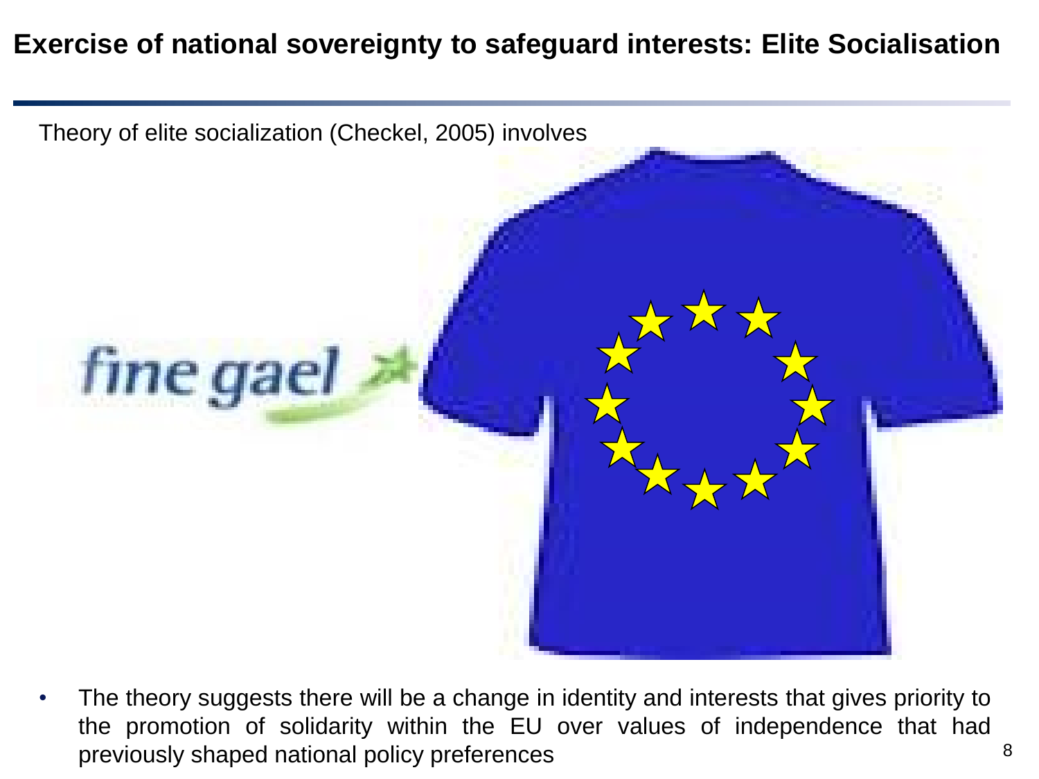# Exercise of national sovereignty to safeguard interests: Elite Socialisation

Theory of elite socialization (Checkel, 2005) involves

- The theory suggests there will be a change in identity and interests that gives priority to the promotion of solidarity within the EU over values of independence that had previously shaped national policy preferences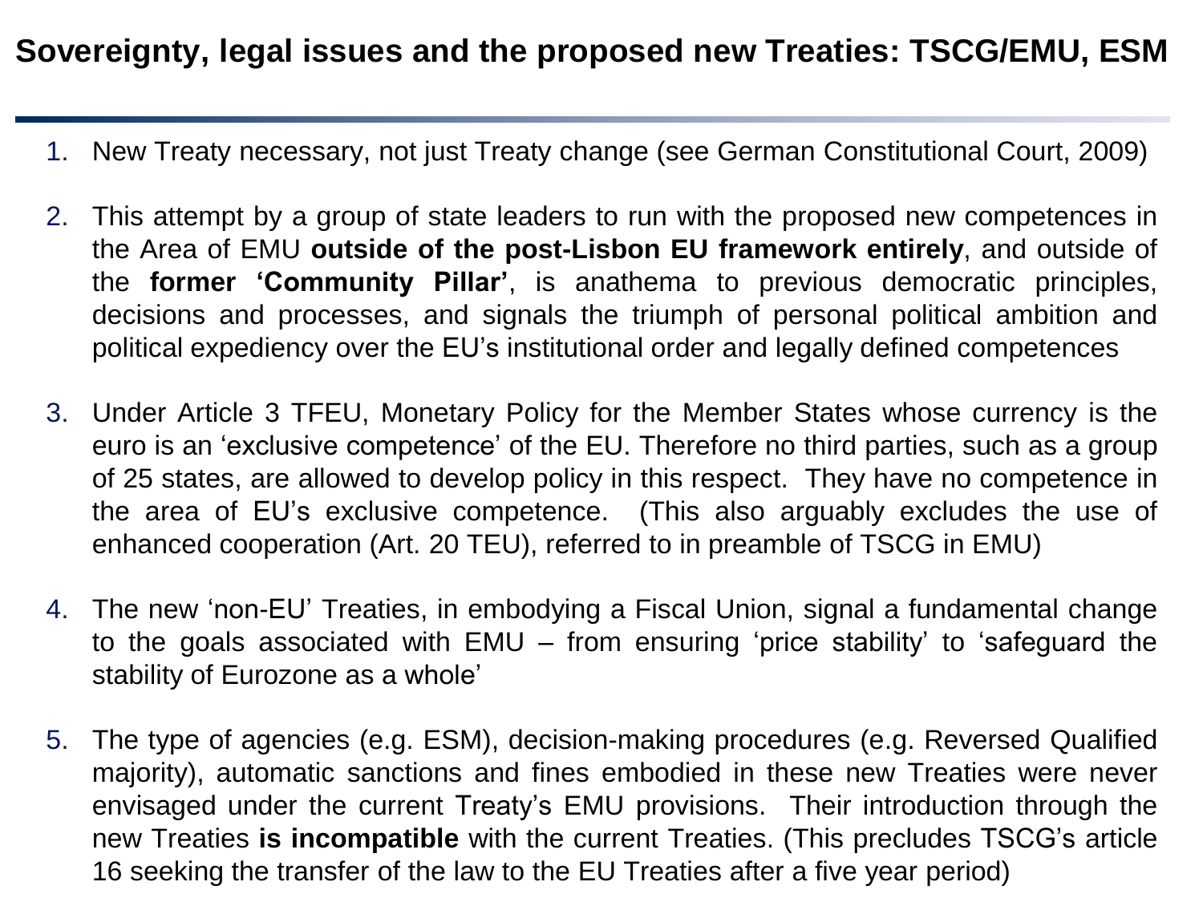# Sovereignty, legal issues and the proposed new Treaties: TSCG/EMU, ESM

1. New Treaty necessary, not just Treaty change (see German Constitutional Court, 2009)

2. This attempt by a group of state leaders to run with the proposed new competences in the Area of EMU **outside of the post-Lisbon EU framework entirely**, and outside of the **former 'Community Pillar'**, is anathema to previous democratic principles, decisions and processes, and signals the triumph of personal political ambition and political expediency over the EU's institutional order and legally defined competences

3. Under Article 3 TFEU, Monetary Policy for the Member States whose currency is the euro is an 'exclusive competence' of the EU. Therefore no third parties, such as a group of 25 states, are allowed to develop policy in this respect. They have no competence in the area of EU's exclusive competence. (This also arguably excludes the use of enhanced cooperation (Art. 20 TEU), referred to in preamble of TSCG in EMU)

4. The new 'non-EU' Treaties, in embodying a Fiscal Union, signal a fundamental change to the goals associated with EMU – from ensuring 'price stability' to 'safeguard the stability of Eurozone as a whole'

5. The type of agencies (e.g. ESM), decision-making procedures (e.g. Reversed Qualified majority), automatic sanctions and fines embodied in these new Treaties were never envisaged under the current Treaty's EMU provisions. Their introduction through the new Treaties **is incompatible** with the current Treaties. (This precludes TSCG's article 16 seeking the transfer of the law to the EU Treaties after a five year period)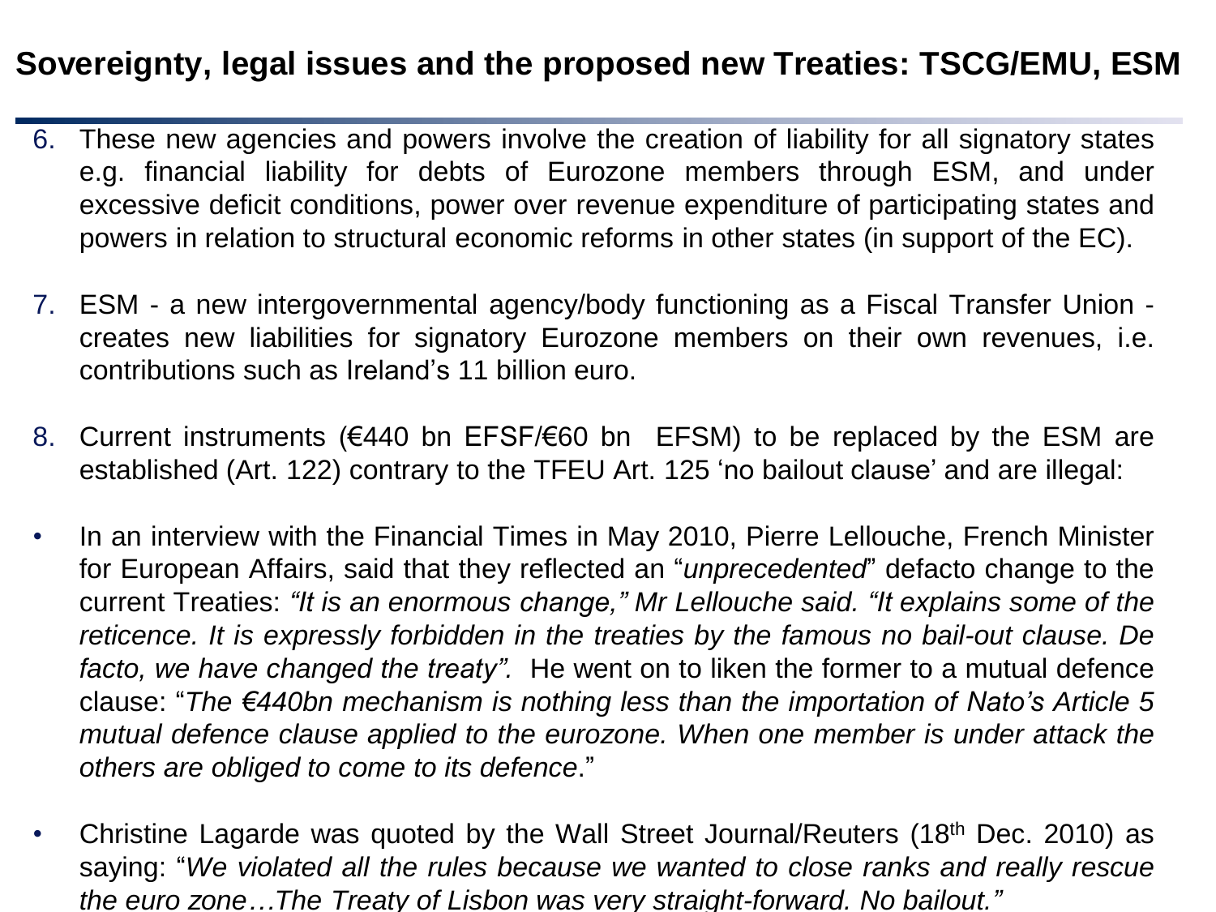## Sovereignty, legal issues and the proposed new Treaties: TSCG/EMU, ESM

6. These new agencies and powers involve the creation of liability for all signatory states e.g. financial liability for debts of Eurozone members through ESM, and under excessive deficit conditions, power over revenue expenditure of participating states and powers in relation to structural economic reforms in other states (in support of the EC).

7. ESM - a new intergovernmental agency/body functioning as a Fiscal Transfer Union - creates new liabilities for signatory Eurozone members on their own revenues, i.e. contributions such as Ireland's 11 billion euro.

8. Current instruments (€440 bn EFSF/€60 bn EFSM) to be replaced by the ESM are established (Art. 122) contrary to the TFEU Art. 125 'no bailout clause' and are illegal:

- In an interview with the Financial Times in May 2010, Pierre Lellouche, French Minister for European Affairs, said that they reflected an "*unprecedented*" defacto change to the current Treaties: *"It is an enormous change," Mr Lellouche said. "It explains some of the reticence. It is expressly forbidden in the treaties by the famous no bail-out clause. De facto, we have changed the treaty".* He went on to liken the former to a mutual defence clause: "*The €440bn mechanism is nothing less than the importation of Nato's Article 5 mutual defence clause applied to the eurozone. When one member is under attack the others are obliged to come to its defence*."

- Christine Lagarde was quoted by the Wall Street Journal/Reuters (18th Dec. 2010) as saying: "*We violated all the rules because we wanted to close ranks and really rescue the euro zone…The Treaty of Lisbon was very straight-forward. No bailout."*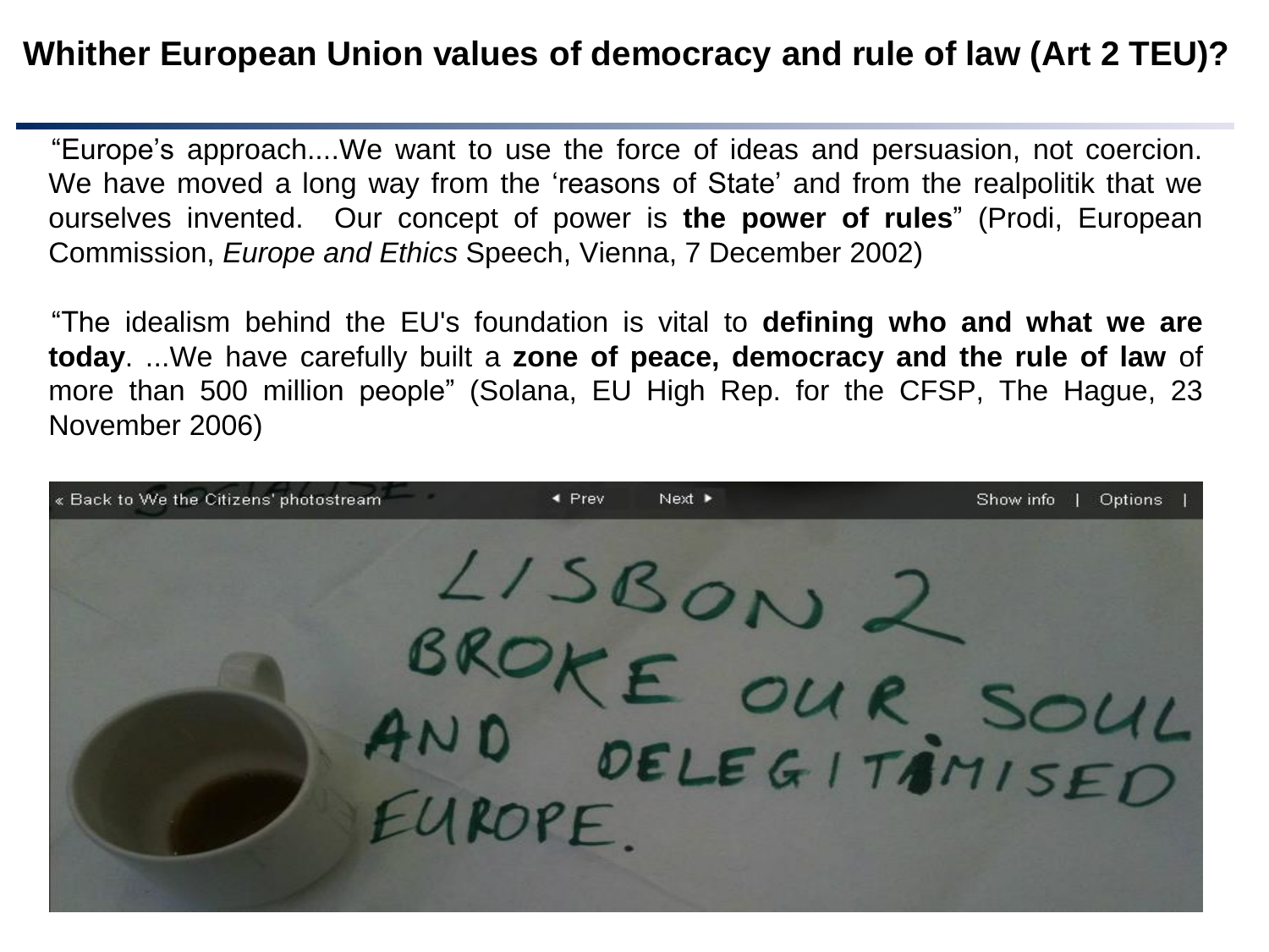# Whither European Union values of democracy and rule of law (Art 2 TEU)?

"Europe's approach....We want to use the force of ideas and persuasion, not coercion. We have moved a long way from the 'reasons of State' and from the realpolitik that we ourselves invented. Our concept of power is **the power of rules**" (Prodi, European Commission, *Europe and Ethics* Speech, Vienna, 7 December 2002)

"The idealism behind the EU's foundation is vital to **defining who and what we are today**. ...We have carefully built a **zone of peace, democracy and the rule of law** of more than 500 million people" (Solana, EU High Rep. for the CFSP, The Hague, 23 November 2006)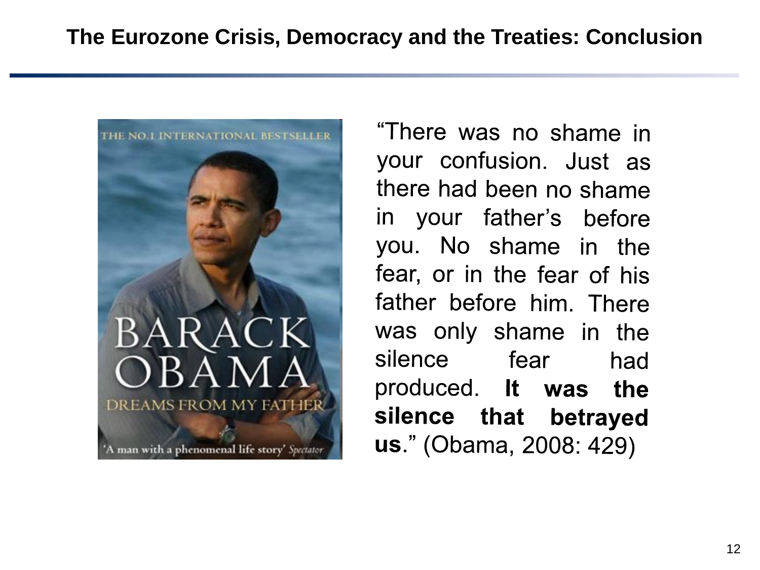## The Eurozone Crisis, Democracy and the Treaties: Conclusion

"There was no shame in your confusion. Just as there had been no shame in your father's before you. No shame in the fear, or in the fear of his father before him. There was only shame in the silence fear had produced. **It was the silence that betrayed us**." (Obama, 2008: 429)